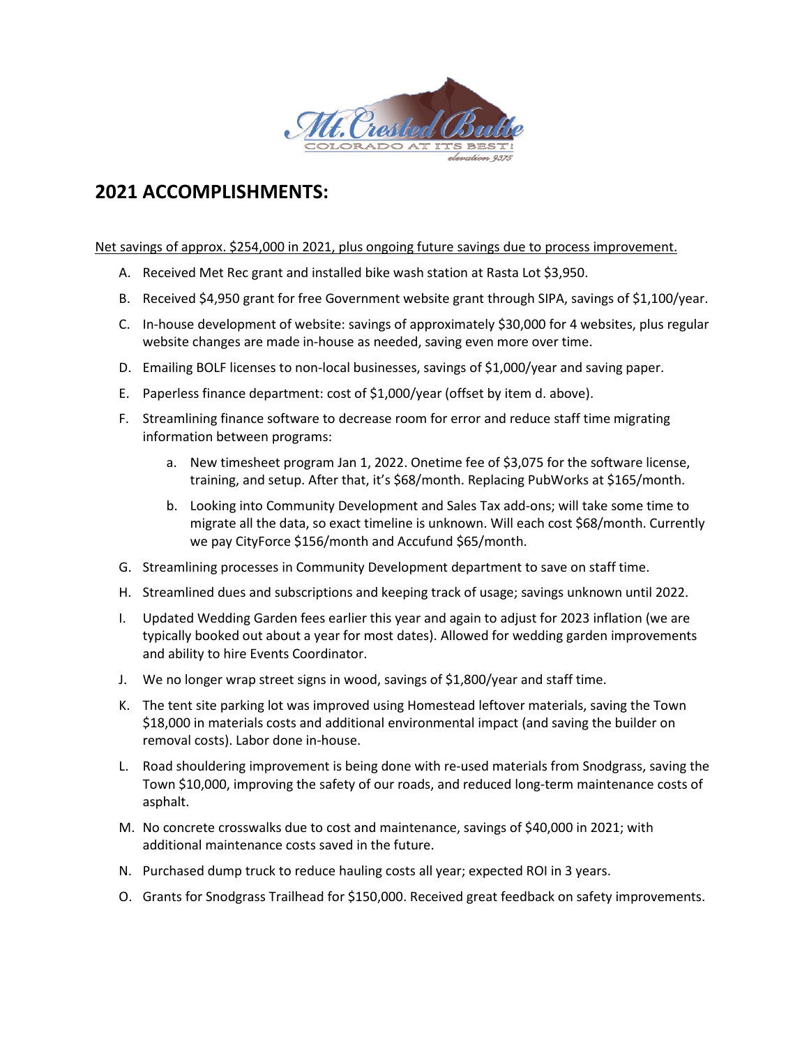# 2021 ACCOMPLISHMENTS:

Net savings of approx. $254,000 in 2021, plus ongoing future savings due to process improvement.

A. Received Met Rec grant and installed bike wash station at Rasta Lot $3,950.

B. Received $4,950 grant for free Government website grant through SIPA, savings of $1,100/year.

C. In-house development of website: savings of approximately $30,000 for 4 websites, plus regular website changes are made in-house as needed, saving even more over time.

D. Emailing BOLF licenses to non-local businesses, savings of $1,000/year and saving paper.

E. Paperless finance department: cost of $1,000/year (offset by item d. above).

F. Streamlining finance software to decrease room for error and reduce staff time migrating information between programs:

   a. New timesheet program Jan 1, 2022. Onetime fee of $3,075 for the software license, training, and setup. After that, it's $68/month. Replacing PubWorks at $165/month.

   b. Looking into Community Development and Sales Tax add-ons; will take some time to migrate all the data, so exact timeline is unknown. Will each cost $68/month. Currently we pay CityForce $156/month and Accufund $65/month.

G. Streamlining processes in Community Development department to save on staff time.

H. Streamlined dues and subscriptions and keeping track of usage; savings unknown until 2022.

I. Updated Wedding Garden fees earlier this year and again to adjust for 2023 inflation (we are typically booked out about a year for most dates). Allowed for wedding garden improvements and ability to hire Events Coordinator.

J. We no longer wrap street signs in wood, savings of $1,800/year and staff time.

K. The tent site parking lot was improved using Homestead leftover materials, saving the Town $18,000 in materials costs and additional environmental impact (and saving the builder on removal costs). Labor done in-house.

L. Road shouldering improvement is being done with re-used materials from Snodgrass, saving the Town $10,000, improving the safety of our roads, and reduced long-term maintenance costs of asphalt.

M. No concrete crosswalks due to cost and maintenance, savings of $40,000 in 2021; with additional maintenance costs saved in the future.

N. Purchased dump truck to reduce hauling costs all year; expected ROI in 3 years.

O. Grants for Snodgrass Trailhead for $150,000. Received great feedback on safety improvements.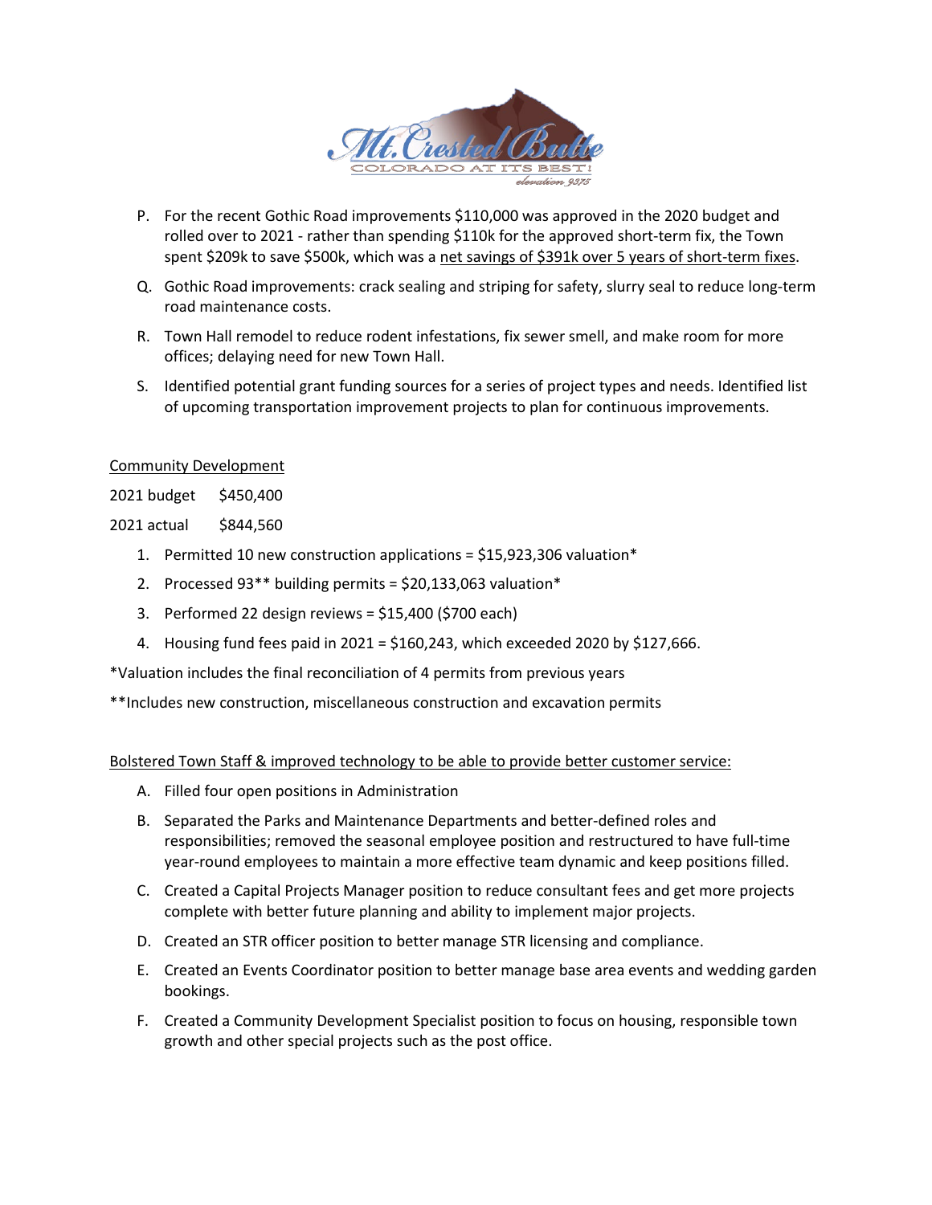P. For the recent Gothic Road improvements $110,000 was approved in the 2020 budget and rolled over to 2021 - rather than spending $110k for the approved short-term fix, the Town spent $209k to save $500k, which was a <u>net savings of $391k over 5 years of short-term fixes</u>.

Q. Gothic Road improvements: crack sealing and striping for safety, slurry seal to reduce long-term road maintenance costs.

R. Town Hall remodel to reduce rodent infestations, fix sewer smell, and make room for more offices; delaying need for new Town Hall.

S. Identified potential grant funding sources for a series of project types and needs. Identified list of upcoming transportation improvement projects to plan for continuous improvements.

<u>Community Development</u>

2021 budget $450,400

2021 actual $844,560

1. Permitted 10 new construction applications = $15,923,306 valuation*
2. Processed 93** building permits = $20,133,063 valuation*
3. Performed 22 design reviews = $15,400 ($700 each)
4. Housing fund fees paid in 2021 = $160,243, which exceeded 2020 by $127,666.

*Valuation includes the final reconciliation of 4 permits from previous years

**Includes new construction, miscellaneous construction and excavation permits

<u>Bolstered Town Staff & improved technology to be able to provide better customer service:</u>

A. Filled four open positions in Administration

B. Separated the Parks and Maintenance Departments and better-defined roles and responsibilities; removed the seasonal employee position and restructured to have full-time year-round employees to maintain a more effective team dynamic and keep positions filled.

C. Created a Capital Projects Manager position to reduce consultant fees and get more projects complete with better future planning and ability to implement major projects.

D. Created an STR officer position to better manage STR licensing and compliance.

E. Created an Events Coordinator position to better manage base area events and wedding garden bookings.

F. Created a Community Development Specialist position to focus on housing, responsible town growth and other special projects such as the post office.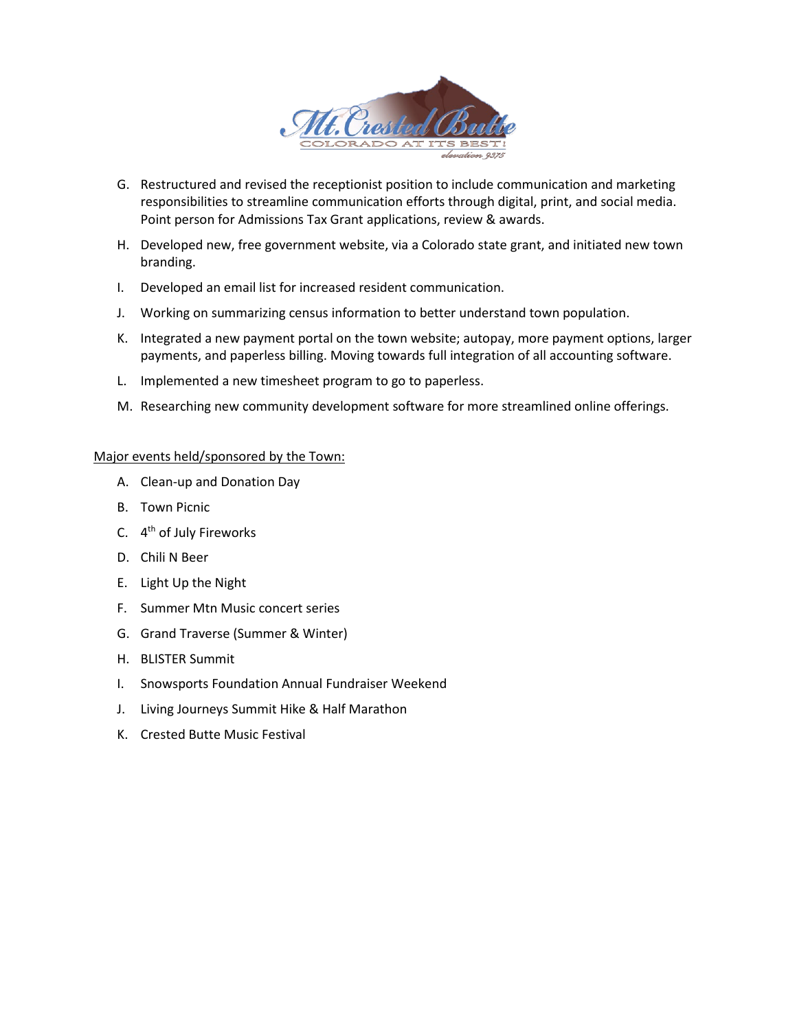G. Restructured and revised the receptionist position to include communication and marketing responsibilities to streamline communication efforts through digital, print, and social media. Point person for Admissions Tax Grant applications, review & awards.

H. Developed new, free government website, via a Colorado state grant, and initiated new town branding.

I. Developed an email list for increased resident communication.

J. Working on summarizing census information to better understand town population.

K. Integrated a new payment portal on the town website; autopay, more payment options, larger payments, and paperless billing. Moving towards full integration of all accounting software.

L. Implemented a new timesheet program to go to paperless.

M. Researching new community development software for more streamlined online offerings.

<u>Major events held/sponsored by the Town:</u>

A. Clean-up and Donation Day

B. Town Picnic

C. 4th of July Fireworks

D. Chili N Beer

E. Light Up the Night

F. Summer Mtn Music concert series

G. Grand Traverse (Summer & Winter)

H. BLISTER Summit

I. Snowsports Foundation Annual Fundraiser Weekend

J. Living Journeys Summit Hike & Half Marathon

K. Crested Butte Music Festival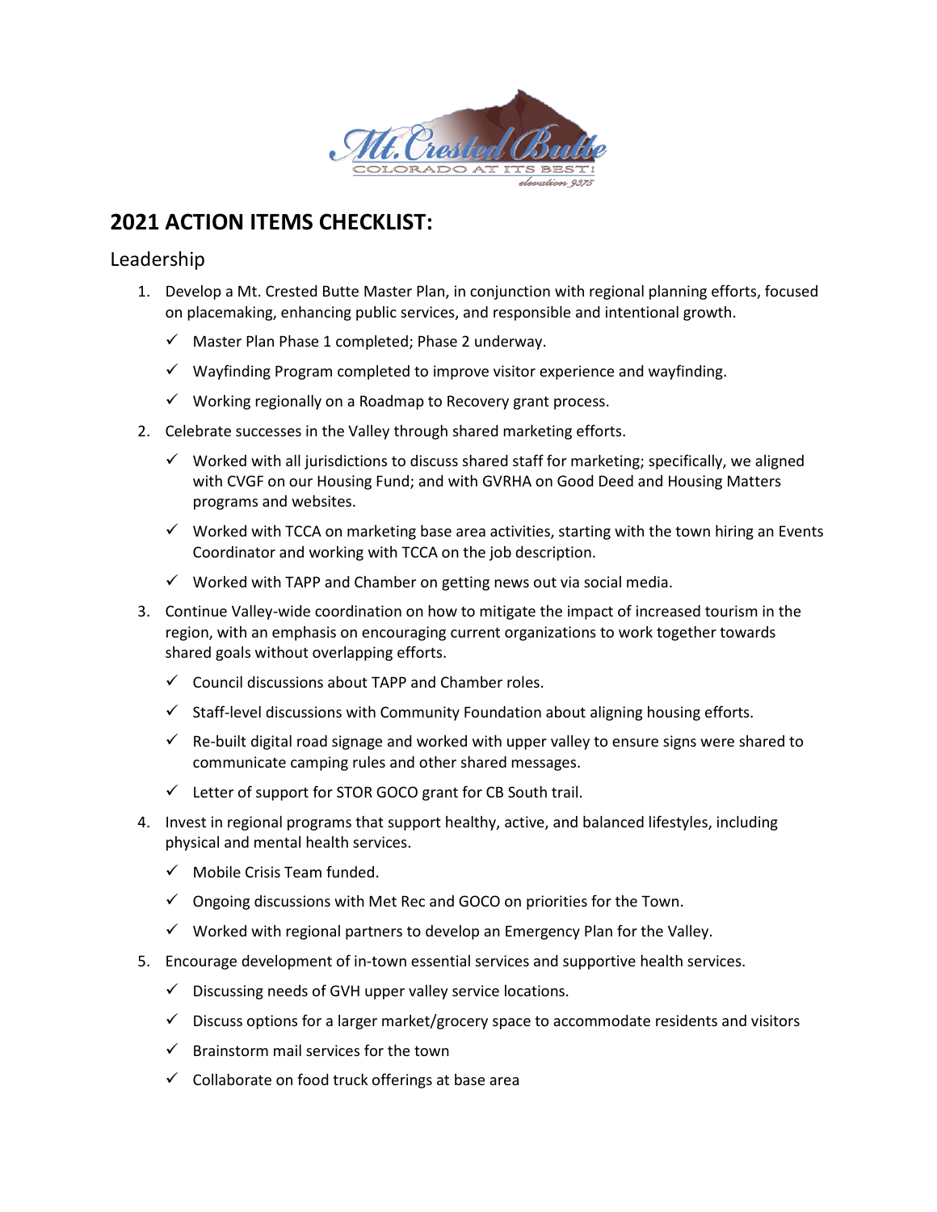# 2021 ACTION ITEMS CHECKLIST:

## Leadership

1. Develop a Mt. Crested Butte Master Plan, in conjunction with regional planning efforts, focused on placemaking, enhancing public services, and responsible and intentional growth.
   - ✓ Master Plan Phase 1 completed; Phase 2 underway.
   - ✓ Wayfinding Program completed to improve visitor experience and wayfinding.
   - ✓ Working regionally on a Roadmap to Recovery grant process.
2. Celebrate successes in the Valley through shared marketing efforts.
   - ✓ Worked with all jurisdictions to discuss shared staff for marketing; specifically, we aligned with CVGF on our Housing Fund; and with GVRHA on Good Deed and Housing Matters programs and websites.
   - ✓ Worked with TCCA on marketing base area activities, starting with the town hiring an Events Coordinator and working with TCCA on the job description.
   - ✓ Worked with TAPP and Chamber on getting news out via social media.
3. Continue Valley-wide coordination on how to mitigate the impact of increased tourism in the region, with an emphasis on encouraging current organizations to work together towards shared goals without overlapping efforts.
   - ✓ Council discussions about TAPP and Chamber roles.
   - ✓ Staff-level discussions with Community Foundation about aligning housing efforts.
   - ✓ Re-built digital road signage and worked with upper valley to ensure signs were shared to communicate camping rules and other shared messages.
   - ✓ Letter of support for STOR GOCO grant for CB South trail.
4. Invest in regional programs that support healthy, active, and balanced lifestyles, including physical and mental health services.
   - ✓ Mobile Crisis Team funded.
   - ✓ Ongoing discussions with Met Rec and GOCO on priorities for the Town.
   - ✓ Worked with regional partners to develop an Emergency Plan for the Valley.
5. Encourage development of in-town essential services and supportive health services.
   - ✓ Discussing needs of GVH upper valley service locations.
   - ✓ Discuss options for a larger market/grocery space to accommodate residents and visitors
   - ✓ Brainstorm mail services for the town
   - ✓ Collaborate on food truck offerings at base area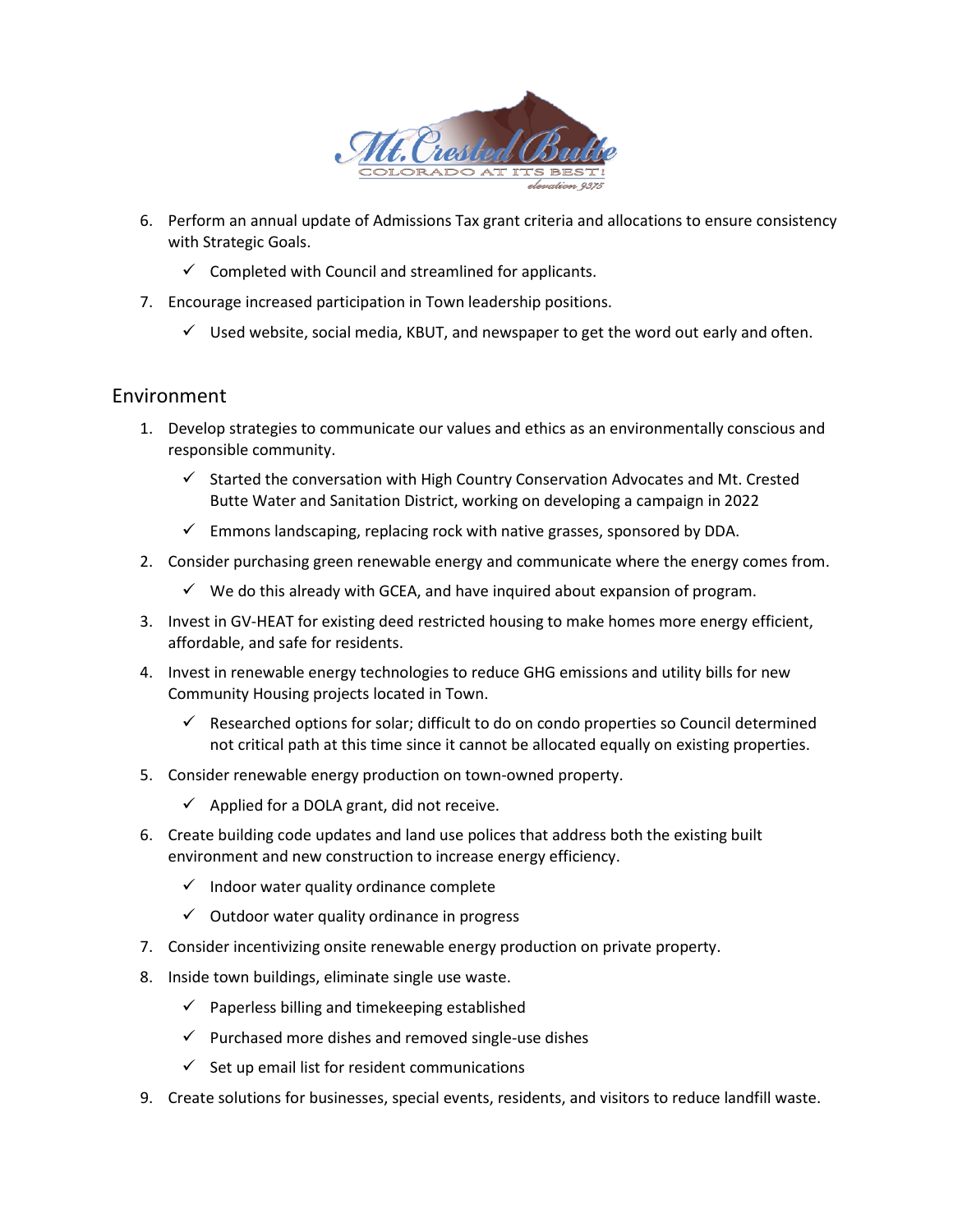6. Perform an annual update of Admissions Tax grant criteria and allocations to ensure consistency with Strategic Goals.
   - ✓ Completed with Council and streamlined for applicants.
7. Encourage increased participation in Town leadership positions.
   - ✓ Used website, social media, KBUT, and newspaper to get the word out early and often.

## Environment

1. Develop strategies to communicate our values and ethics as an environmentally conscious and responsible community.
   - ✓ Started the conversation with High Country Conservation Advocates and Mt. Crested Butte Water and Sanitation District, working on developing a campaign in 2022
   - ✓ Emmons landscaping, replacing rock with native grasses, sponsored by DDA.
2. Consider purchasing green renewable energy and communicate where the energy comes from.
   - ✓ We do this already with GCEA, and have inquired about expansion of program.
3. Invest in GV-HEAT for existing deed restricted housing to make homes more energy efficient, affordable, and safe for residents.
4. Invest in renewable energy technologies to reduce GHG emissions and utility bills for new Community Housing projects located in Town.
   - ✓ Researched options for solar; difficult to do on condo properties so Council determined not critical path at this time since it cannot be allocated equally on existing properties.
5. Consider renewable energy production on town-owned property.
   - ✓ Applied for a DOLA grant, did not receive.
6. Create building code updates and land use polices that address both the existing built environment and new construction to increase energy efficiency.
   - ✓ Indoor water quality ordinance complete
   - ✓ Outdoor water quality ordinance in progress
7. Consider incentivizing onsite renewable energy production on private property.
8. Inside town buildings, eliminate single use waste.
   - ✓ Paperless billing and timekeeping established
   - ✓ Purchased more dishes and removed single-use dishes
   - ✓ Set up email list for resident communications
9. Create solutions for businesses, special events, residents, and visitors to reduce landfill waste.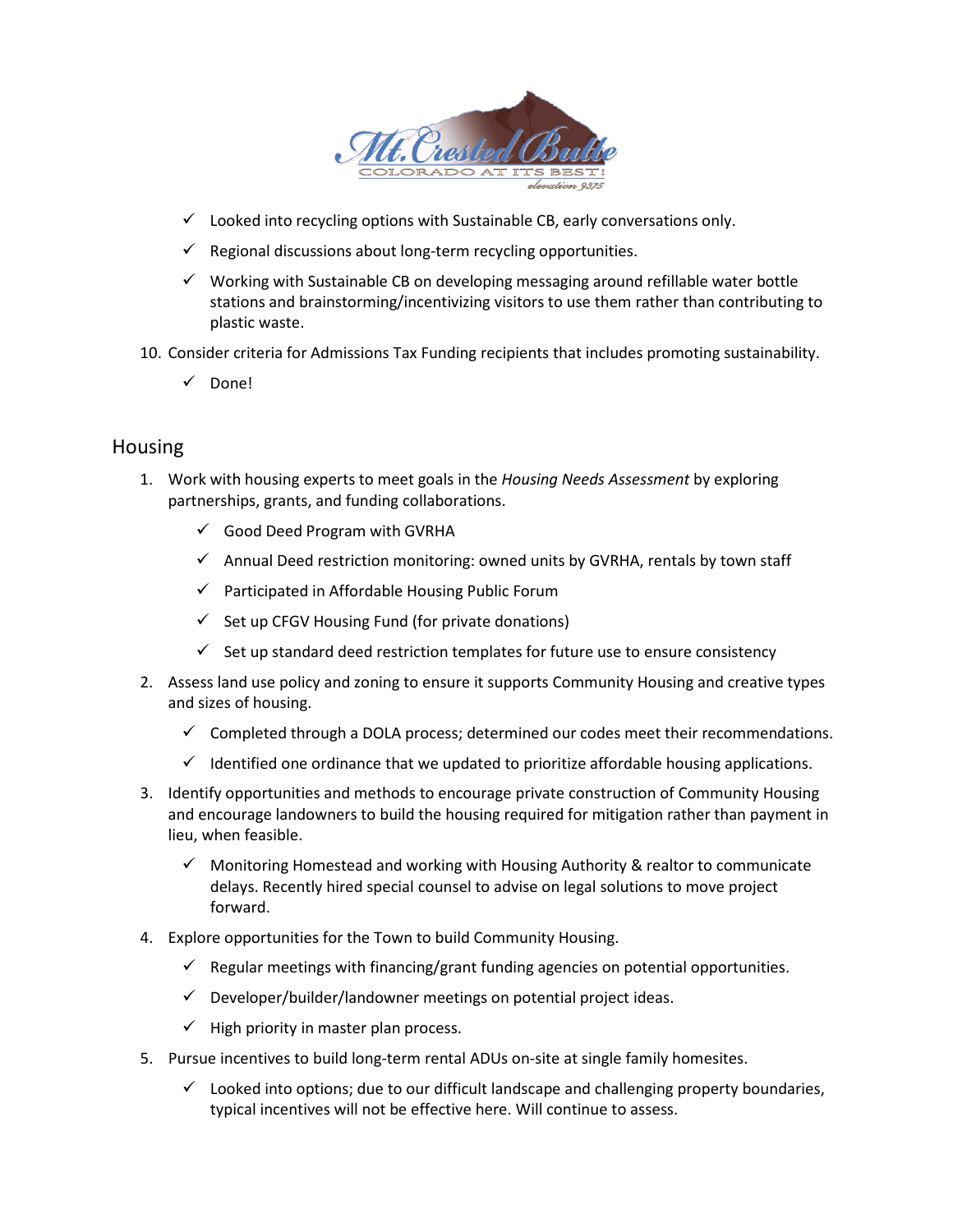- ✓ Looked into recycling options with Sustainable CB, early conversations only.
- ✓ Regional discussions about long-term recycling opportunities.
- ✓ Working with Sustainable CB on developing messaging around refillable water bottle stations and brainstorming/incentivizing visitors to use them rather than contributing to plastic waste.

10. Consider criteria for Admissions Tax Funding recipients that includes promoting sustainability.
    - ✓ Done!

## Housing

1. Work with housing experts to meet goals in the *Housing Needs Assessment* by exploring partnerships, grants, and funding collaborations.
    - ✓ Good Deed Program with GVRHA
    - ✓ Annual Deed restriction monitoring: owned units by GVRHA, rentals by town staff
    - ✓ Participated in Affordable Housing Public Forum
    - ✓ Set up CFGV Housing Fund (for private donations)
    - ✓ Set up standard deed restriction templates for future use to ensure consistency
2. Assess land use policy and zoning to ensure it supports Community Housing and creative types and sizes of housing.
    - ✓ Completed through a DOLA process; determined our codes meet their recommendations.
    - ✓ Identified one ordinance that we updated to prioritize affordable housing applications.
3. Identify opportunities and methods to encourage private construction of Community Housing and encourage landowners to build the housing required for mitigation rather than payment in lieu, when feasible.
    - ✓ Monitoring Homestead and working with Housing Authority & realtor to communicate delays. Recently hired special counsel to advise on legal solutions to move project forward.
4. Explore opportunities for the Town to build Community Housing.
    - ✓ Regular meetings with financing/grant funding agencies on potential opportunities.
    - ✓ Developer/builder/landowner meetings on potential project ideas.
    - ✓ High priority in master plan process.
5. Pursue incentives to build long-term rental ADUs on-site at single family homesites.
    - ✓ Looked into options; due to our difficult landscape and challenging property boundaries, typical incentives will not be effective here. Will continue to assess.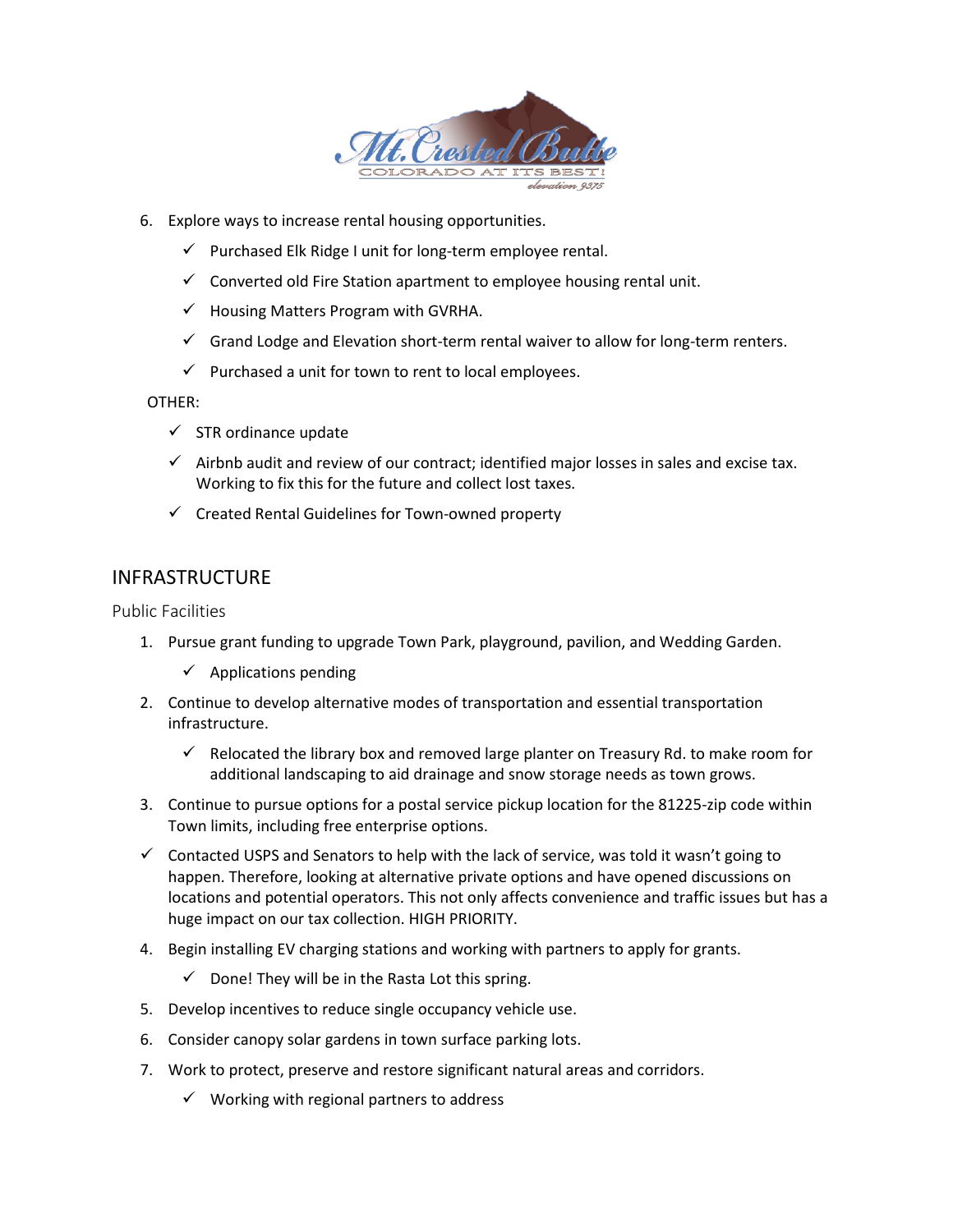6. Explore ways to increase rental housing opportunities.
   - ✓ Purchased Elk Ridge I unit for long-term employee rental.
   - ✓ Converted old Fire Station apartment to employee housing rental unit.
   - ✓ Housing Matters Program with GVRHA.
   - ✓ Grand Lodge and Elevation short-term rental waiver to allow for long-term renters.
   - ✓ Purchased a unit for town to rent to local employees.

OTHER:

- ✓ STR ordinance update
- ✓ Airbnb audit and review of our contract; identified major losses in sales and excise tax. Working to fix this for the future and collect lost taxes.
- ✓ Created Rental Guidelines for Town-owned property

## INFRASTRUCTURE

### Public Facilities

1. Pursue grant funding to upgrade Town Park, playground, pavilion, and Wedding Garden.
   - ✓ Applications pending
2. Continue to develop alternative modes of transportation and essential transportation infrastructure.
   - ✓ Relocated the library box and removed large planter on Treasury Rd. to make room for additional landscaping to aid drainage and snow storage needs as town grows.
3. Continue to pursue options for a postal service pickup location for the 81225-zip code within Town limits, including free enterprise options.

- ✓ Contacted USPS and Senators to help with the lack of service, was told it wasn't going to happen. Therefore, looking at alternative private options and have opened discussions on locations and potential operators. This not only affects convenience and traffic issues but has a huge impact on our tax collection. HIGH PRIORITY.

4. Begin installing EV charging stations and working with partners to apply for grants.
   - ✓ Done! They will be in the Rasta Lot this spring.
5. Develop incentives to reduce single occupancy vehicle use.
6. Consider canopy solar gardens in town surface parking lots.
7. Work to protect, preserve and restore significant natural areas and corridors.
   - ✓ Working with regional partners to address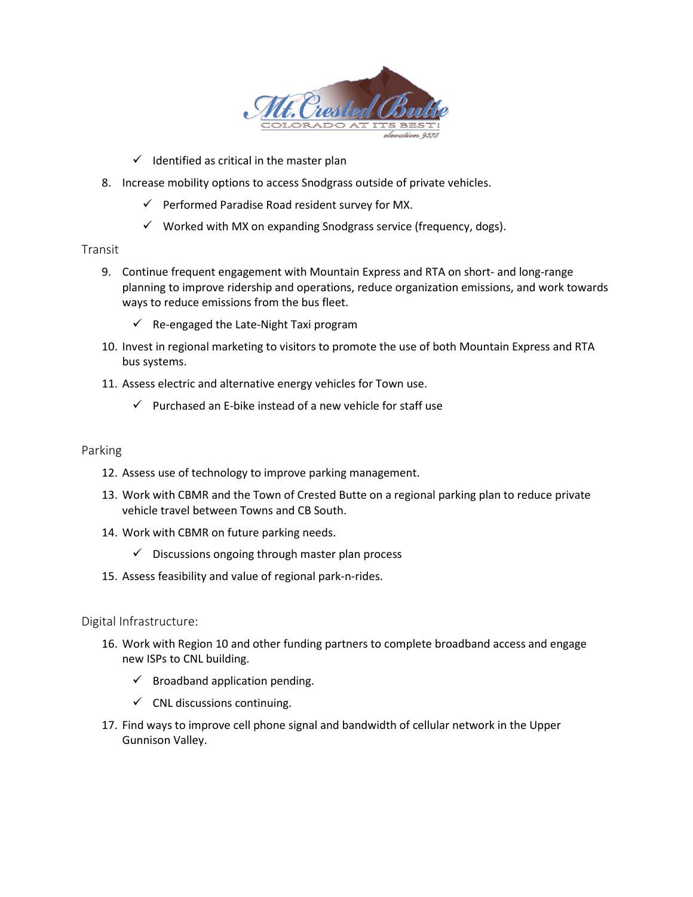- ✓ Identified as critical in the master plan

8. Increase mobility options to access Snodgrass outside of private vehicles.
   - ✓ Performed Paradise Road resident survey for MX.
   - ✓ Worked with MX on expanding Snodgrass service (frequency, dogs).

## Transit

9. Continue frequent engagement with Mountain Express and RTA on short- and long-range planning to improve ridership and operations, reduce organization emissions, and work towards ways to reduce emissions from the bus fleet.
   - ✓ Re-engaged the Late-Night Taxi program
10. Invest in regional marketing to visitors to promote the use of both Mountain Express and RTA bus systems.
11. Assess electric and alternative energy vehicles for Town use.
    - ✓ Purchased an E-bike instead of a new vehicle for staff use

## Parking

12. Assess use of technology to improve parking management.
13. Work with CBMR and the Town of Crested Butte on a regional parking plan to reduce private vehicle travel between Towns and CB South.
14. Work with CBMR on future parking needs.
    - ✓ Discussions ongoing through master plan process
15. Assess feasibility and value of regional park-n-rides.

## Digital Infrastructure:

16. Work with Region 10 and other funding partners to complete broadband access and engage new ISPs to CNL building.
    - ✓ Broadband application pending.
    - ✓ CNL discussions continuing.
17. Find ways to improve cell phone signal and bandwidth of cellular network in the Upper Gunnison Valley.